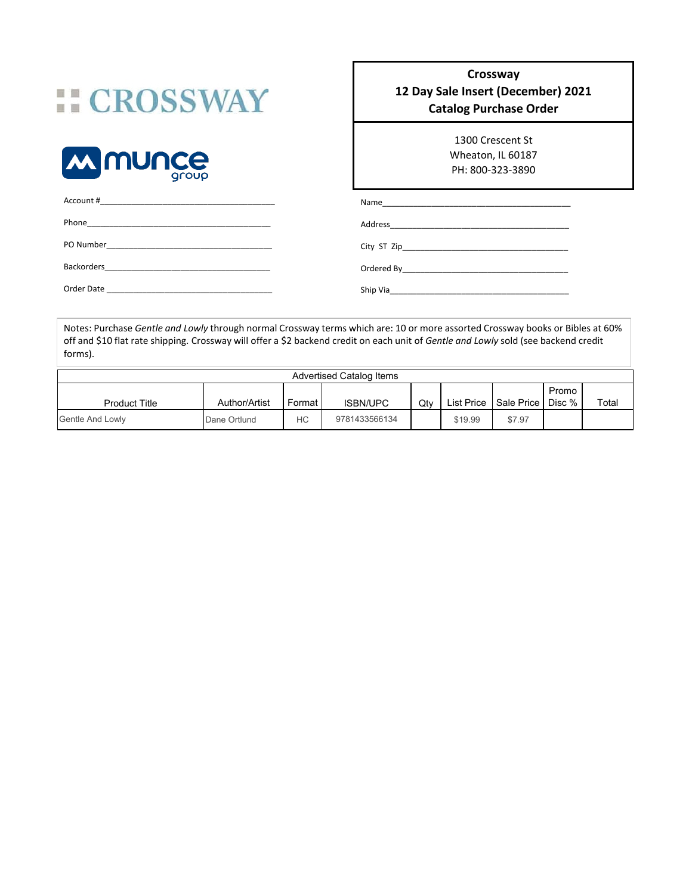CROSSWAY

munce group

## Crossway
## 12 Day Sale Insert (December) 2021
## Catalog Purchase Order

1300 Crescent St
Wheaton, IL 60187
PH: 800-323-3890

Account #\_\_\_\_\_\_\_\_\_\_\_\_\_\_\_\_\_\_\_\_

Phone\_\_\_\_\_\_\_\_\_\_\_\_\_\_\_\_\_\_\_\_

PO Number\_\_\_\_\_\_\_\_\_\_\_\_\_\_\_\_\_\_\_\_

Backorders\_\_\_\_\_\_\_\_\_\_\_\_\_\_\_\_\_\_\_\_

Order Date \_\_\_\_\_\_\_\_\_\_\_\_\_\_\_\_\_\_\_\_

Name\_\_\_\_\_\_\_\_\_\_\_\_\_\_\_\_\_\_\_\_

Address\_\_\_\_\_\_\_\_\_\_\_\_\_\_\_\_\_\_\_\_

City ST Zip\_\_\_\_\_\_\_\_\_\_\_\_\_\_\_\_\_\_\_\_

Ordered By\_\_\_\_\_\_\_\_\_\_\_\_\_\_\_\_\_\_\_\_

Ship Via\_\_\_\_\_\_\_\_\_\_\_\_\_\_\_\_\_\_\_\_

Notes: Purchase *Gentle and Lowly* through normal Crossway terms which are: 10 or more assorted Crossway books or Bibles at 60% off and $10 flat rate shipping. Crossway will offer a $2 backend credit on each unit of *Gentle and Lowly* sold (see backend credit forms).

| Advertised Catalog Items | | | | | | | | |
|---|---|---|---|---|---|---|---|---|
| Product Title | Author/Artist | Format | ISBN/UPC | Qty | List Price | Sale Price | Promo Disc % | Total |
| Gentle And Lowly | Dane Ortlund | HC | 9781433566134 | | $19.99 | $7.97 | | |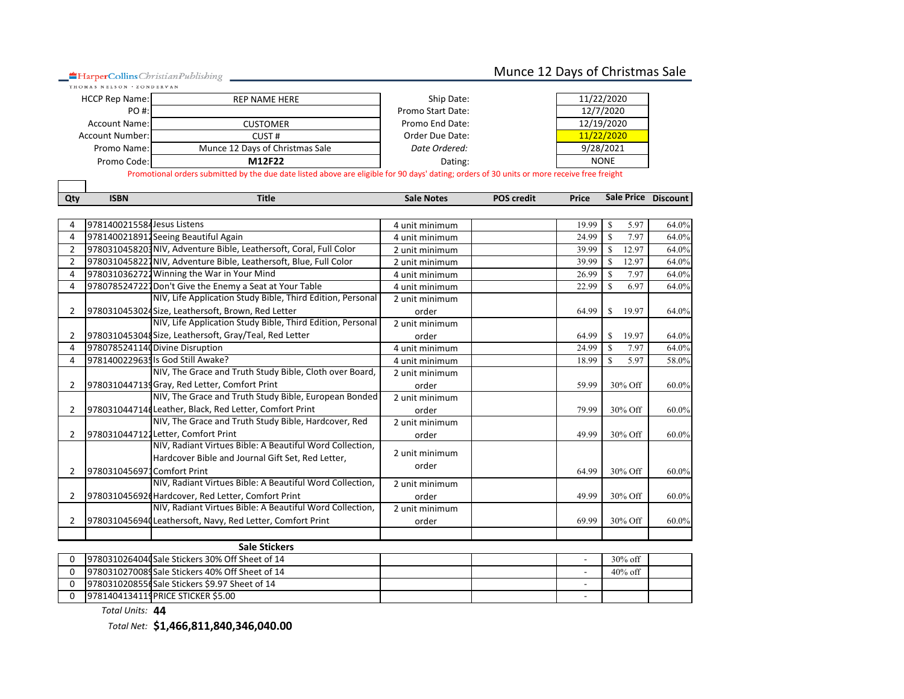HarperCollins Christian Publishing
THOMAS NELSON · ZONDERVAN

# Munce 12 Days of Christmas Sale

| | | | |
|---|---|---|---|
| HCCP Rep Name: | REP NAME HERE | Ship Date: | 11/22/2020 |
| PO #: | | Promo Start Date: | 12/7/2020 |
| Account Name: | CUSTOMER | Promo End Date: | 12/19/2020 |
| Account Number: | CUST # | Order Due Date: | 11/22/2020 |
| Promo Name: | Munce 12 Days of Christmas Sale | *Date Ordered:* | 9/28/2021 |
| Promo Code: | **M12F22** | Dating: | NONE |

Promotional orders submitted by the due date listed above are eligible for 90 days' dating; orders of 30 units or more receive free freight

| Qty | ISBN | Title | Sale Notes | POS credit | Price | Sale Price | Discount |
|---|---|---|---|---|---|---|---|
| 4 | 9781400215584 | Jesus Listens | 4 unit minimum | | 19.99 | $ 5.97 | 64.0% |
| 4 | 9781400218912 | Seeing Beautiful Again | 4 unit minimum | | 24.99 | $ 7.97 | 64.0% |
| 2 | 9780310458203 | NIV, Adventure Bible, Leathersoft, Coral, Full Color | 2 unit minimum | | 39.99 | $ 12.97 | 64.0% |
| 2 | 9780310458227 | NIV, Adventure Bible, Leathersoft, Blue, Full Color | 2 unit minimum | | 39.99 | $ 12.97 | 64.0% |
| 4 | 9780310362722 | Winning the War in Your Mind | 4 unit minimum | | 26.99 | $ 7.97 | 64.0% |
| 4 | 9780785247227 | Don't Give the Enemy a Seat at Your Table | 4 unit minimum | | 22.99 | $ 6.97 | 64.0% |
| 2 | 9780310453024 | NIV, Life Application Study Bible, Third Edition, Personal Size, Leathersoft, Brown, Red Letter | 2 unit minimum order | | 64.99 | $ 19.97 | 64.0% |
| 2 | 9780310453048 | NIV, Life Application Study Bible, Third Edition, Personal Size, Leathersoft, Gray/Teal, Red Letter | 2 unit minimum order | | 64.99 | $ 19.97 | 64.0% |
| 4 | 9780785241140 | Divine Disruption | 4 unit minimum | | 24.99 | $ 7.97 | 64.0% |
| 4 | 9781400229635 | Is God Still Awake? | 4 unit minimum | | 18.99 | $ 5.97 | 58.0% |
| 2 | 9780310447139 | NIV, The Grace and Truth Study Bible, Cloth over Board, Gray, Red Letter, Comfort Print | 2 unit minimum order | | 59.99 | 30% Off | 60.0% |
| 2 | 9780310447146 | NIV, The Grace and Truth Study Bible, European Bonded Leather, Black, Red Letter, Comfort Print | 2 unit minimum order | | 79.99 | 30% Off | 60.0% |
| 2 | 9780310447122 | NIV, The Grace and Truth Study Bible, Hardcover, Red Letter, Comfort Print | 2 unit minimum order | | 49.99 | 30% Off | 60.0% |
| 2 | 9780310456971 | NIV, Radiant Virtues Bible: A Beautiful Word Collection, Hardcover Bible and Journal Gift Set, Red Letter, Comfort Print | 2 unit minimum order | | 64.99 | 30% Off | 60.0% |
| 2 | 9780310456926 | NIV, Radiant Virtues Bible: A Beautiful Word Collection, Hardcover, Red Letter, Comfort Print | 2 unit minimum order | | 49.99 | 30% Off | 60.0% |
| 2 | 9780310456940 | NIV, Radiant Virtues Bible: A Beautiful Word Collection, Leathersoft, Navy, Red Letter, Comfort Print | 2 unit minimum order | | 69.99 | 30% Off | 60.0% |
| | | | | | | | |
| | | **Sale Stickers** | | | | | |
| 0 | 9780310264040 | Sale Stickers 30% Off Sheet of 14 | | | - | 30% off | |
| 0 | 9780310270089 | Sale Stickers 40% Off Sheet of 14 | | | - | 40% off | |
| 0 | 9780310208556 | Sale Stickers $9.97 Sheet of 14 | | | - | | |
| 0 | 9781404134119 | PRICE STICKER $5.00 | | | - | | |

*Total Units:* **44**

*Total Net:* **$1,466,811,840,346,040.00**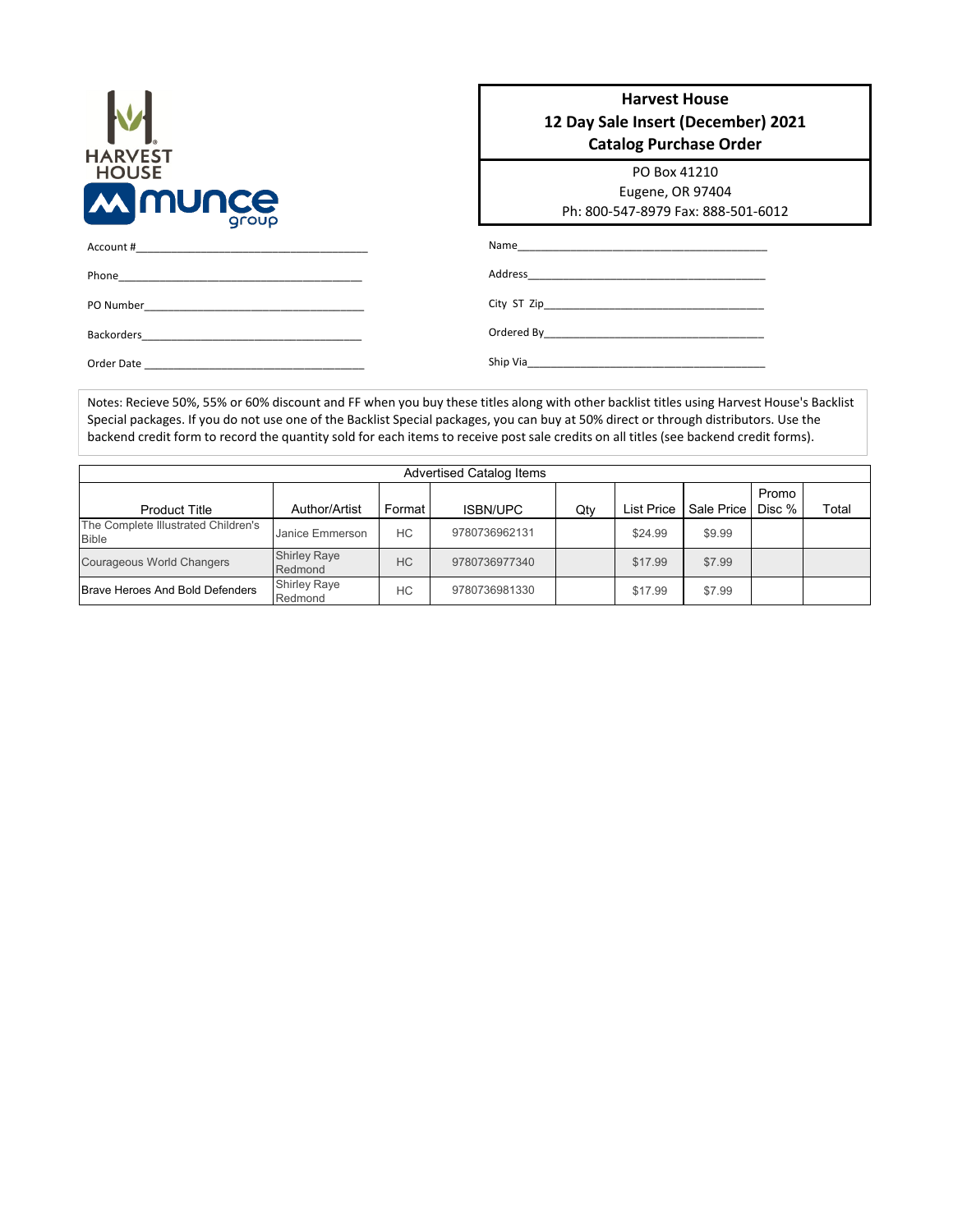HARVEST HOUSE

munce group

**Harvest House**
**12 Day Sale Insert (December) 2021**
**Catalog Purchase Order**

PO Box 41210
Eugene, OR 97404
Ph: 800-547-8979 Fax: 888-501-6012

Account #\_\_\_\_\_\_\_\_\_\_\_\_\_\_\_\_\_\_\_\_\_\_\_\_\_\_\_\_\_\_\_\_\_\_\_\_\_\_\_\_

Phone\_\_\_\_\_\_\_\_\_\_\_\_\_\_\_\_\_\_\_\_\_\_\_\_\_\_\_\_\_\_\_\_\_\_\_\_\_\_\_\_

PO Number\_\_\_\_\_\_\_\_\_\_\_\_\_\_\_\_\_\_\_\_\_\_\_\_\_\_\_\_\_\_\_\_\_\_\_\_\_\_

Backorders\_\_\_\_\_\_\_\_\_\_\_\_\_\_\_\_\_\_\_\_\_\_\_\_\_\_\_\_\_\_\_\_\_\_\_\_\_\_

Order Date \_\_\_\_\_\_\_\_\_\_\_\_\_\_\_\_\_\_\_\_\_\_\_\_\_\_\_\_\_\_\_\_\_\_\_\_\_\_

Name\_\_\_\_\_\_\_\_\_\_\_\_\_\_\_\_\_\_\_\_\_\_\_\_\_\_\_\_\_\_\_\_\_\_\_\_\_\_\_\_

Address\_\_\_\_\_\_\_\_\_\_\_\_\_\_\_\_\_\_\_\_\_\_\_\_\_\_\_\_\_\_\_\_\_\_\_\_\_\_\_\_

City ST Zip\_\_\_\_\_\_\_\_\_\_\_\_\_\_\_\_\_\_\_\_\_\_\_\_\_\_\_\_\_\_\_\_\_\_\_\_\_\_

Ordered By\_\_\_\_\_\_\_\_\_\_\_\_\_\_\_\_\_\_\_\_\_\_\_\_\_\_\_\_\_\_\_\_\_\_\_\_\_\_

Ship Via\_\_\_\_\_\_\_\_\_\_\_\_\_\_\_\_\_\_\_\_\_\_\_\_\_\_\_\_\_\_\_\_\_\_\_\_\_\_\_\_

Notes: Recieve 50%, 55% or 60% discount and FF when you buy these titles along with other backlist titles using Harvest House's Backlist Special packages. If you do not use one of the Backlist Special packages, you can buy at 50% direct or through distributors. Use the backend credit form to record the quantity sold for each items to receive post sale credits on all titles (see backend credit forms).

| Advertised Catalog Items | | | | | | | | |
|---|---|---|---|---|---|---|---|---|
| Product Title | Author/Artist | Format | ISBN/UPC | Qty | List Price | Sale Price | Promo Disc % | Total |
| The Complete Illustrated Children's Bible | Janice Emmerson | HC | 9780736962131 | | $24.99 | $9.99 | | |
| Courageous World Changers | Shirley Raye Redmond | HC | 9780736977340 | | $17.99 | $7.99 | | |
| Brave Heroes And Bold Defenders | Shirley Raye Redmond | HC | 9780736981330 | | $17.99 | $7.99 | | |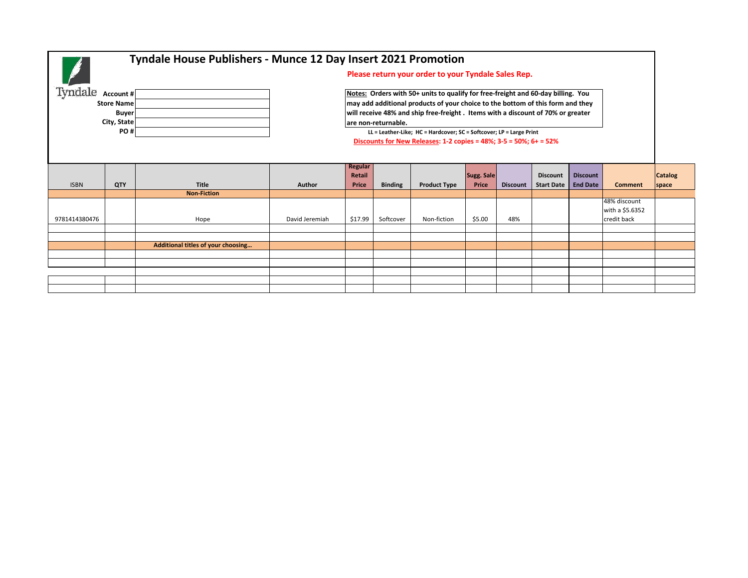# Tyndale House Publishers - Munce 12 Day Insert 2021 Promotion

Tyndale

**Please return your order to your Tyndale Sales Rep.**

| | |
|---|---|
| **Account #** | |
| **Store Name** | |
| **Buyer** | |
| **City, State** | |
| **PO #** | |

**Notes: Orders with 50+ units to qualify for free-freight and 60-day billing. You may add additional products of your choice to the bottom of this form and they will receive 48% and ship free-freight . Items with a discount of 70% or greater are non-returnable.**

**LL = Leather-Like; HC = Hardcover; SC = Softcover; LP = Large Print**

**Discounts for New Releases: 1-2 copies = 48%; 3-5 = 50%; 6+ = 52%**

| ISBN | QTY | Title | Author | Regular Retail Price | Binding | Product Type | Sugg. Sale Price | Discount | Discount Start Date | Discount End Date | Comment | Catalog space |
|---|---|---|---|---|---|---|---|---|---|---|---|---|
| | | **Non-Fiction** | | | | | | | | | | |
| 9781414380476 | | Hope | David Jeremiah | $17.99 | Softcover | Non-fiction | $5.00 | 48% | | | 48% discount with a $5.6352 credit back | |
| | | | | | | | | | | | | |
| | | | | | | | | | | | | |
| | | **Additional titles of your choosing…** | | | | | | | | | | |
| | | | | | | | | | | | | |
| | | | | | | | | | | | | |
| | | | | | | | | | | | | |
| | | | | | | | | | | | | |
| | | | | | | | | | | | | |